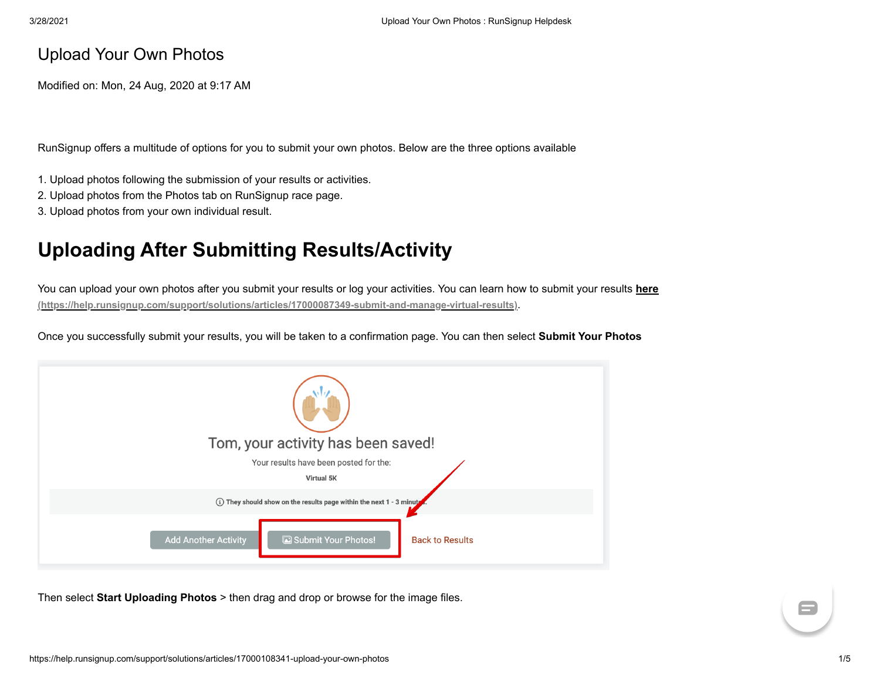# Upload Your Own Photos

Modified on: Mon, 24 Aug, 2020 at 9:17 AM

RunSignup offers a multitude of options for you to submit your own photos. Below are the three options available

1. Upload photos following the submission of your results or activities.
2. Upload photos from the Photos tab on RunSignup race page.
3. Upload photos from your own individual result.

## Uploading After Submitting Results/Activity

You can upload your own photos after you submit your results or log your activities. You can learn how to submit your results **here (https://help.runsignup.com/support/solutions/articles/17000087349-submit-and-manage-virtual-results)**.

Once you successfully submit your results, you will be taken to a confirmation page. You can then select **Submit Your Photos**

Then select **Start Uploading Photos** > then drag and drop or browse for the image files.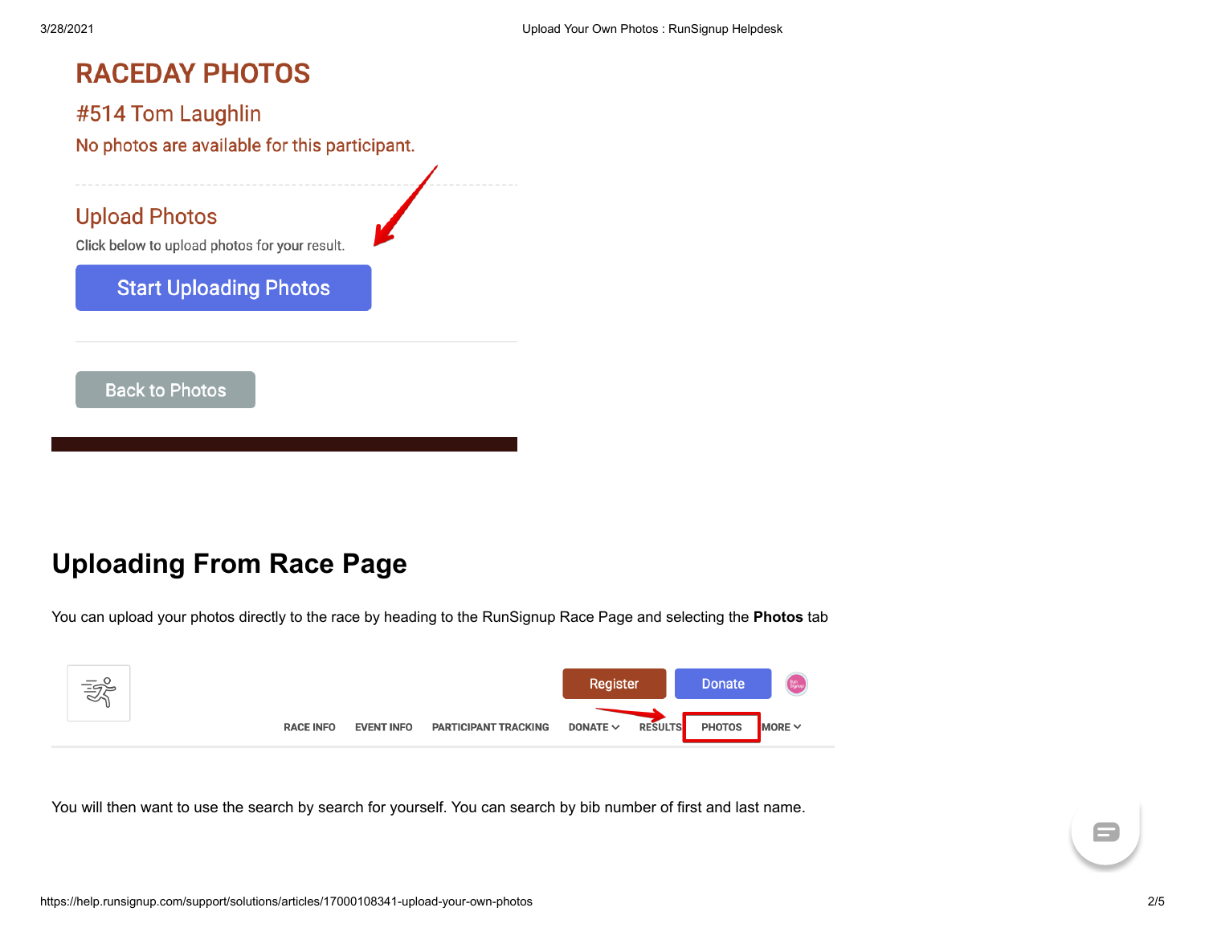RACEDAY PHOTOS

#514 Tom Laughlin

No photos are available for this participant.

Upload Photos

Click below to upload photos for your result.

Start Uploading Photos

Back to Photos

## Uploading From Race Page

You can upload your photos directly to the race by heading to the RunSignup Race Page and selecting the **Photos** tab

Register | Donate

RACE INFO | EVENT INFO | PARTICIPANT TRACKING | DONATE | RESULTS | PHOTOS | MORE

You will then want to use the search by search for yourself. You can search by bib number of first and last name.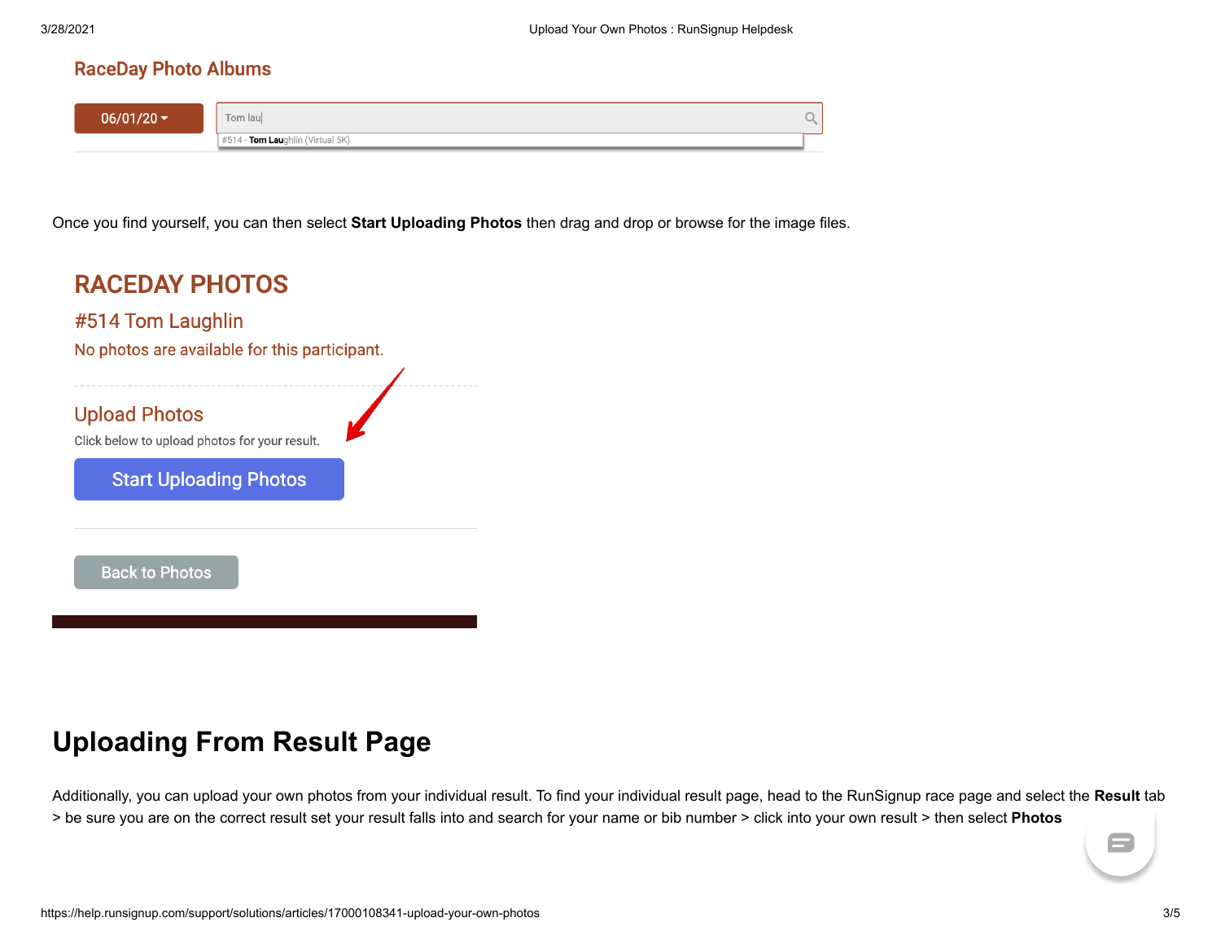RaceDay Photo Albums

06/01/20

Tom lau

#514 - Tom Laughlin (Virtual 5K)

Once you find yourself, you can then select **Start Uploading Photos** then drag and drop or browse for the image files.

RACEDAY PHOTOS

#514 Tom Laughlin

No photos are available for this participant.

Upload Photos

Click below to upload photos for your result.

Start Uploading Photos

Back to Photos

## Uploading From Result Page

Additionally, you can upload your own photos from your individual result. To find your individual result page, head to the RunSignup race page and select the **Result** tab > be sure you are on the correct result set your result falls into and search for your name or bib number > click into your own result > then select **Photos**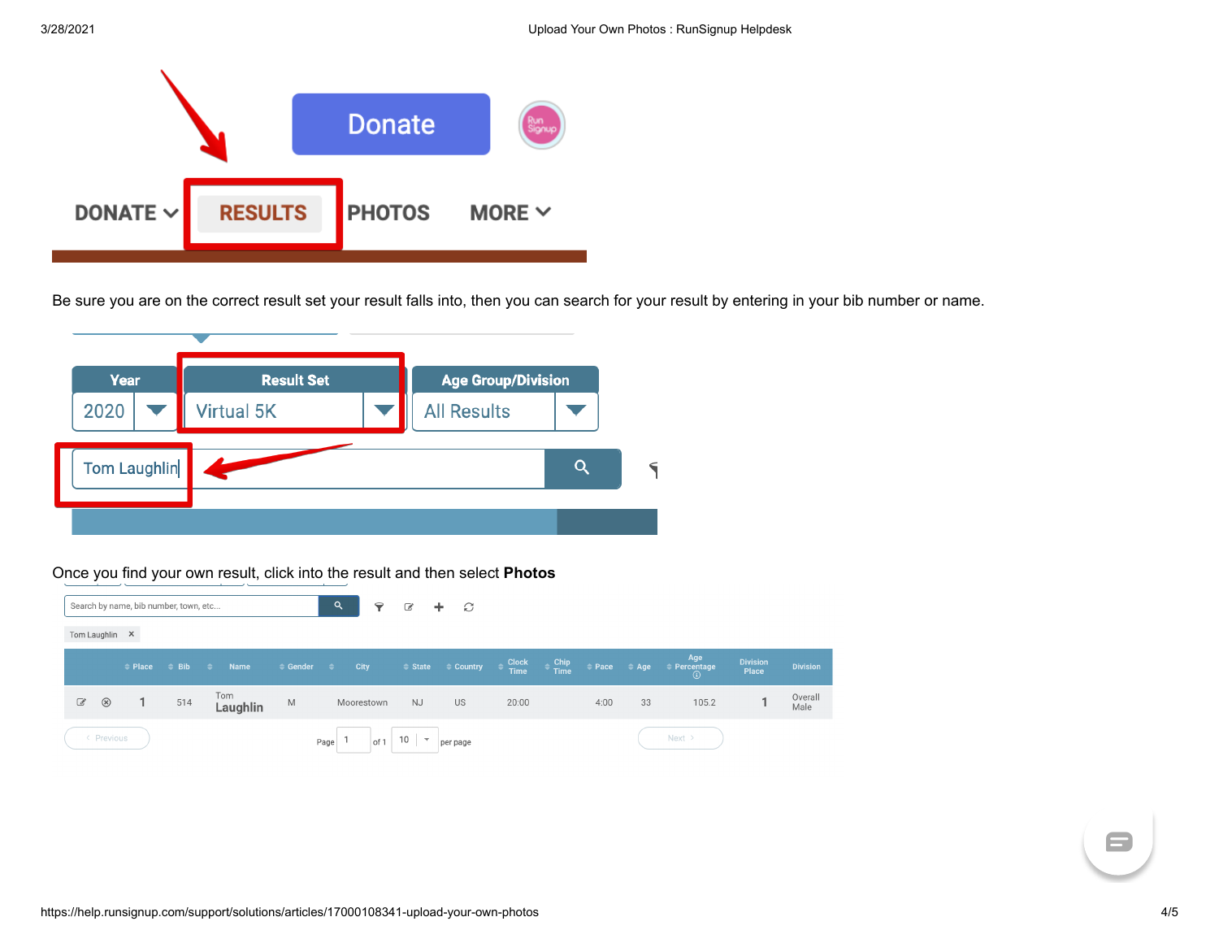Be sure you are on the correct result set your result falls into, then you can search for your result by entering in your bib number or name.

Once you find your own result, click into the result and then select **Photos**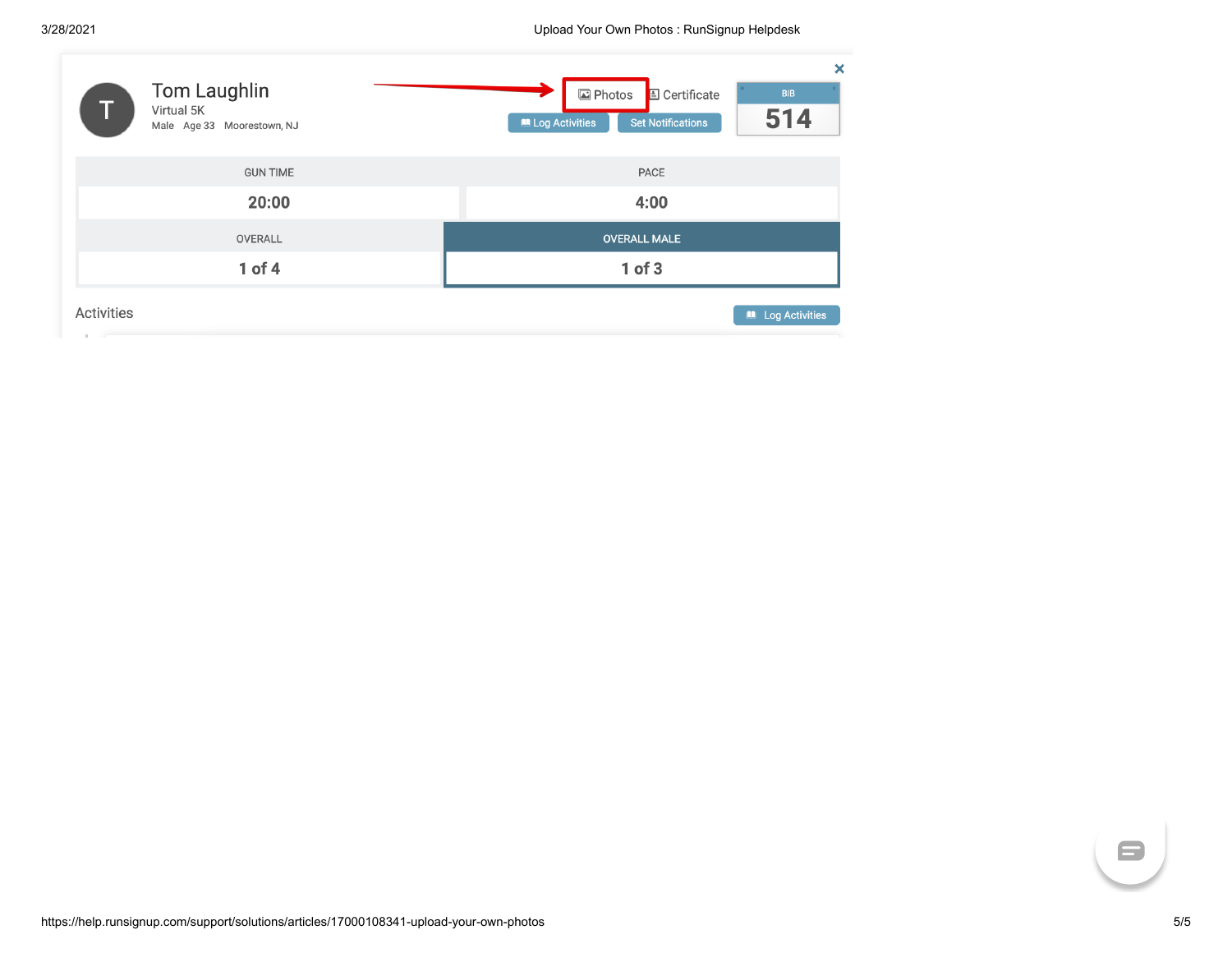T

Tom Laughlin

Virtual 5K

Male Age 33 Moorestown, NJ

Photos

Certificate

Log Activities

Set Notifications

BIB

514

| GUN TIME | PACE |
| --- | --- |
| 20:00 | 4:00 |

| OVERALL | OVERALL MALE |
| --- | --- |
| 1 of 4 | 1 of 3 |

Activities

Log Activities